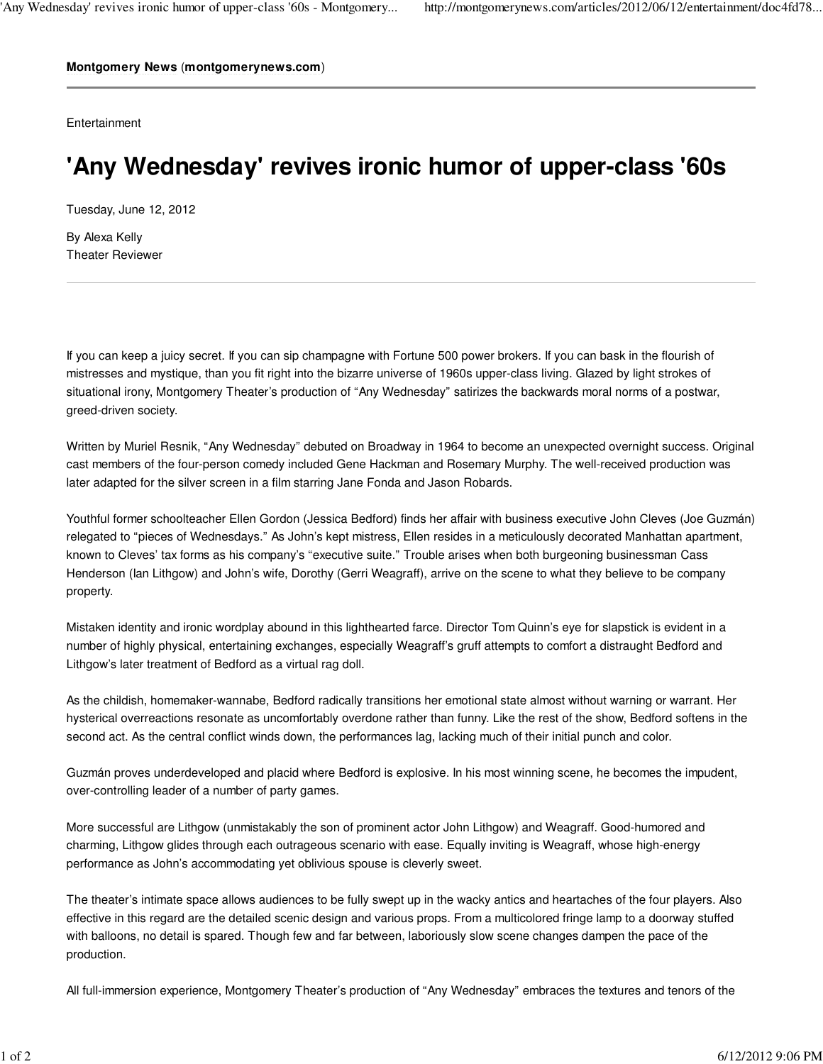**Montgomery News** (**montgomerynews.com**)

Entertainment

# 'Any Wednesday' revives ironic humor of upper-class '60s

Tuesday, June 12, 2012

By Alexa Kelly
Theater Reviewer

If you can keep a juicy secret. If you can sip champagne with Fortune 500 power brokers. If you can bask in the flourish of mistresses and mystique, than you fit right into the bizarre universe of 1960s upper-class living. Glazed by light strokes of situational irony, Montgomery Theater's production of "Any Wednesday" satirizes the backwards moral norms of a postwar, greed-driven society.

Written by Muriel Resnik, "Any Wednesday" debuted on Broadway in 1964 to become an unexpected overnight success. Original cast members of the four-person comedy included Gene Hackman and Rosemary Murphy. The well-received production was later adapted for the silver screen in a film starring Jane Fonda and Jason Robards.

Youthful former schoolteacher Ellen Gordon (Jessica Bedford) finds her affair with business executive John Cleves (Joe Guzmán) relegated to "pieces of Wednesdays." As John's kept mistress, Ellen resides in a meticulously decorated Manhattan apartment, known to Cleves' tax forms as his company's "executive suite." Trouble arises when both burgeoning businessman Cass Henderson (Ian Lithgow) and John's wife, Dorothy (Gerri Weagraff), arrive on the scene to what they believe to be company property.

Mistaken identity and ironic wordplay abound in this lighthearted farce. Director Tom Quinn's eye for slapstick is evident in a number of highly physical, entertaining exchanges, especially Weagraff's gruff attempts to comfort a distraught Bedford and Lithgow's later treatment of Bedford as a virtual rag doll.

As the childish, homemaker-wannabe, Bedford radically transitions her emotional state almost without warning or warrant. Her hysterical overreactions resonate as uncomfortably overdone rather than funny. Like the rest of the show, Bedford softens in the second act. As the central conflict winds down, the performances lag, lacking much of their initial punch and color.

Guzmán proves underdeveloped and placid where Bedford is explosive. In his most winning scene, he becomes the impudent, over-controlling leader of a number of party games.

More successful are Lithgow (unmistakably the son of prominent actor John Lithgow) and Weagraff. Good-humored and charming, Lithgow glides through each outrageous scenario with ease. Equally inviting is Weagraff, whose high-energy performance as John's accommodating yet oblivious spouse is cleverly sweet.

The theater's intimate space allows audiences to be fully swept up in the wacky antics and heartaches of the four players. Also effective in this regard are the detailed scenic design and various props. From a multicolored fringe lamp to a doorway stuffed with balloons, no detail is spared. Though few and far between, laboriously slow scene changes dampen the pace of the production.

All full-immersion experience, Montgomery Theater's production of "Any Wednesday" embraces the textures and tenors of the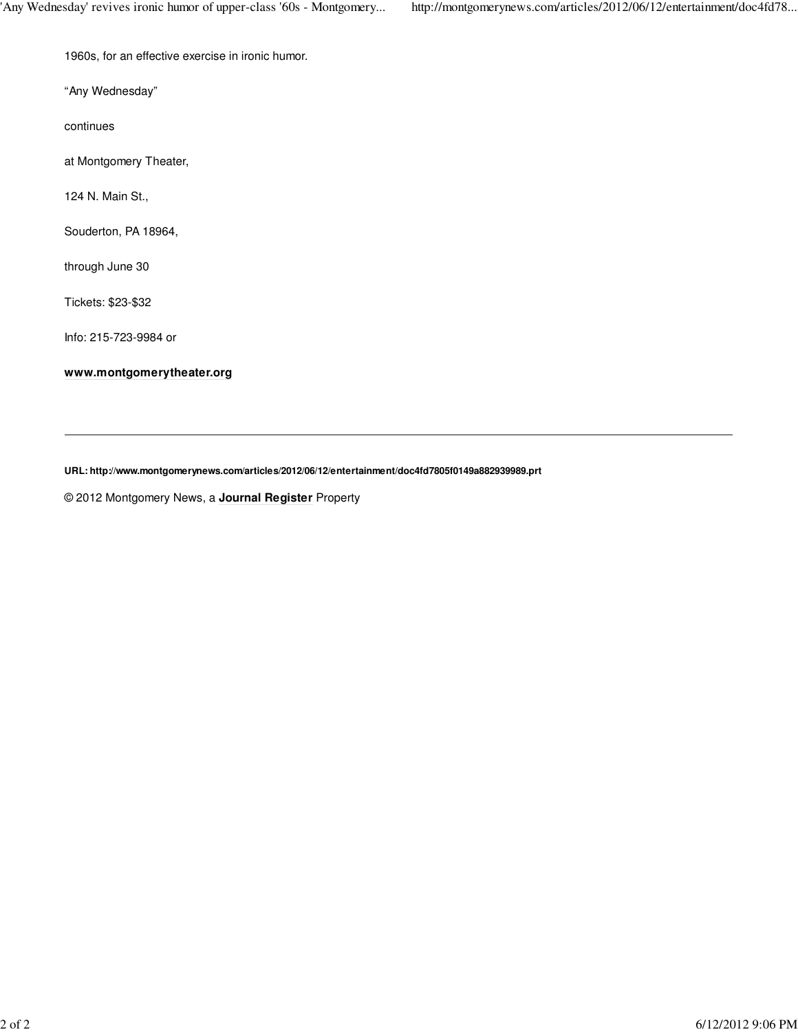1960s, for an effective exercise in ironic humor.

“Any Wednesday”

continues

at Montgomery Theater,

124 N. Main St.,

Souderton, PA 18964,

through June 30

Tickets: $23-$32

Info: 215-723-9984 or

**www.montgomerytheater.org**

---

**URL: http://www.montgomerynews.com/articles/2012/06/12/entertainment/doc4fd7805f0149a882939989.prt**

© 2012 Montgomery News, a **Journal Register** Property